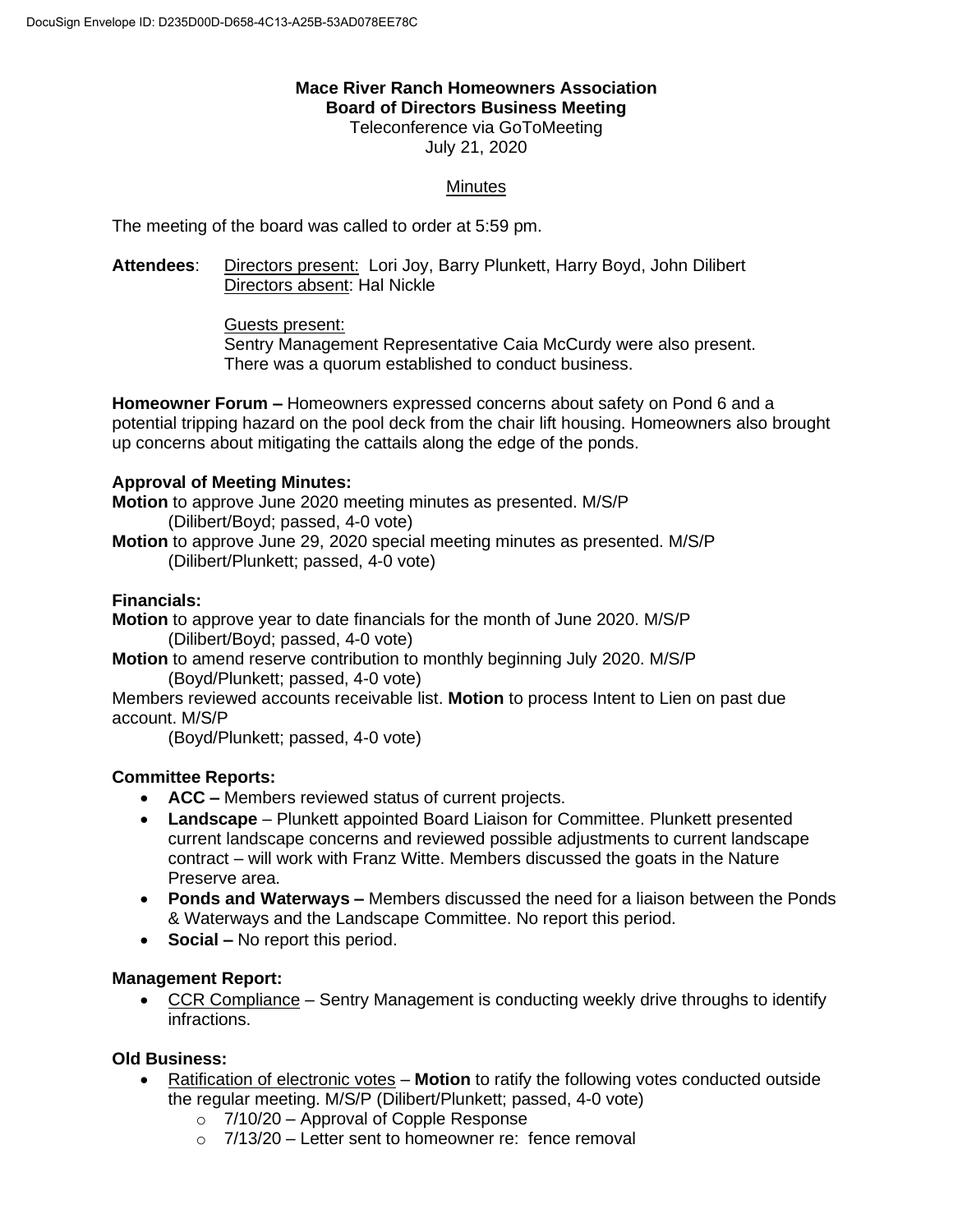**Mace River Ranch Homeowners Association**
**Board of Directors Business Meeting**
Teleconference via GoToMeeting
July 21, 2020

Minutes

The meeting of the board was called to order at 5:59 pm.

**Attendees**: Directors present: Lori Joy, Barry Plunkett, Harry Boyd, John Dilibert
Directors absent: Hal Nickle

Guests present:
Sentry Management Representative Caia McCurdy were also present.
There was a quorum established to conduct business.

**Homeowner Forum –** Homeowners expressed concerns about safety on Pond 6 and a potential tripping hazard on the pool deck from the chair lift housing. Homeowners also brought up concerns about mitigating the cattails along the edge of the ponds.

**Approval of Meeting Minutes:**

**Motion** to approve June 2020 meeting minutes as presented. M/S/P
(Dilibert/Boyd; passed, 4-0 vote)

**Motion** to approve June 29, 2020 special meeting minutes as presented. M/S/P
(Dilibert/Plunkett; passed, 4-0 vote)

**Financials:**

**Motion** to approve year to date financials for the month of June 2020. M/S/P
(Dilibert/Boyd; passed, 4-0 vote)

**Motion** to amend reserve contribution to monthly beginning July 2020. M/S/P
(Boyd/Plunkett; passed, 4-0 vote)

Members reviewed accounts receivable list. **Motion** to process Intent to Lien on past due account. M/S/P
(Boyd/Plunkett; passed, 4-0 vote)

**Committee Reports:**

- **ACC –** Members reviewed status of current projects.
- **Landscape** – Plunkett appointed Board Liaison for Committee. Plunkett presented current landscape concerns and reviewed possible adjustments to current landscape contract – will work with Franz Witte. Members discussed the goats in the Nature Preserve area.
- **Ponds and Waterways –** Members discussed the need for a liaison between the Ponds & Waterways and the Landscape Committee. No report this period.
- **Social –** No report this period.

**Management Report:**

- CCR Compliance – Sentry Management is conducting weekly drive throughs to identify infractions.

**Old Business:**

- Ratification of electronic votes – **Motion** to ratify the following votes conducted outside the regular meeting. M/S/P (Dilibert/Plunkett; passed, 4-0 vote)
  - 7/10/20 – Approval of Copple Response
  - 7/13/20 – Letter sent to homeowner re: fence removal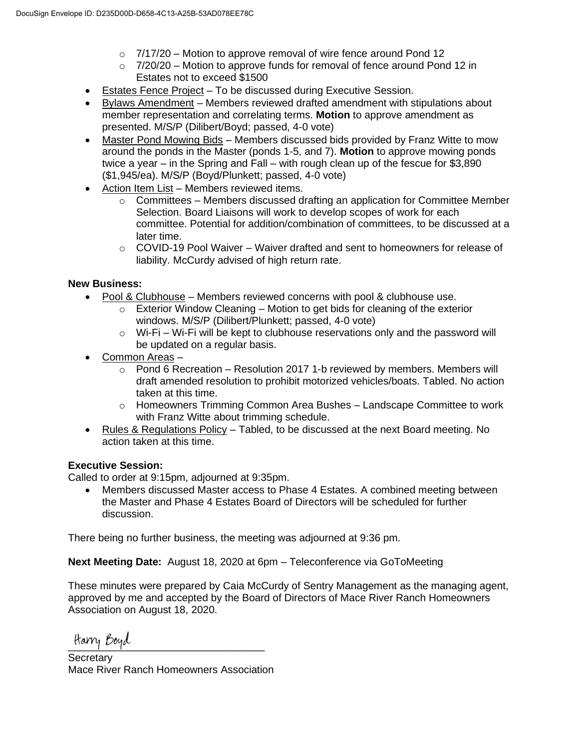- 7/17/20 – Motion to approve removal of wire fence around Pond 12
    - 7/20/20 – Motion to approve funds for removal of fence around Pond 12 in Estates not to exceed $1500
- Estates Fence Project – To be discussed during Executive Session.
- Bylaws Amendment – Members reviewed drafted amendment with stipulations about member representation and correlating terms. **Motion** to approve amendment as presented. M/S/P (Dilibert/Boyd; passed, 4-0 vote)
- Master Pond Mowing Bids – Members discussed bids provided by Franz Witte to mow around the ponds in the Master (ponds 1-5, and 7). **Motion** to approve mowing ponds twice a year – in the Spring and Fall – with rough clean up of the fescue for $3,890 ($1,945/ea). M/S/P (Boyd/Plunkett; passed, 4-0 vote)
- Action Item List – Members reviewed items.
    - Committees – Members discussed drafting an application for Committee Member Selection. Board Liaisons will work to develop scopes of work for each committee. Potential for addition/combination of committees, to be discussed at a later time.
    - COVID-19 Pool Waiver – Waiver drafted and sent to homeowners for release of liability. McCurdy advised of high return rate.

**New Business:**

- Pool & Clubhouse – Members reviewed concerns with pool & clubhouse use.
    - Exterior Window Cleaning – Motion to get bids for cleaning of the exterior windows. M/S/P (Dilibert/Plunkett; passed, 4-0 vote)
    - Wi-Fi – Wi-Fi will be kept to clubhouse reservations only and the password will be updated on a regular basis.
- Common Areas –
    - Pond 6 Recreation – Resolution 2017 1-b reviewed by members. Members will draft amended resolution to prohibit motorized vehicles/boats. Tabled. No action taken at this time.
    - Homeowners Trimming Common Area Bushes – Landscape Committee to work with Franz Witte about trimming schedule.
- Rules & Regulations Policy – Tabled, to be discussed at the next Board meeting. No action taken at this time.

**Executive Session:**
Called to order at 9:15pm, adjourned at 9:35pm.

- Members discussed Master access to Phase 4 Estates. A combined meeting between the Master and Phase 4 Estates Board of Directors will be scheduled for further discussion.

There being no further business, the meeting was adjourned at 9:36 pm.

**Next Meeting Date:** August 18, 2020 at 6pm – Teleconference via GoToMeeting

These minutes were prepared by Caia McCurdy of Sentry Management as the managing agent, approved by me and accepted by the Board of Directors of Mace River Ranch Homeowners Association on August 18, 2020.

Harry Boyd
\_\_\_\_\_\_\_\_\_\_\_\_\_\_\_\_\_\_\_\_\_\_\_\_\_\_\_\_\_\_\_\_

Secretary
Mace River Ranch Homeowners Association